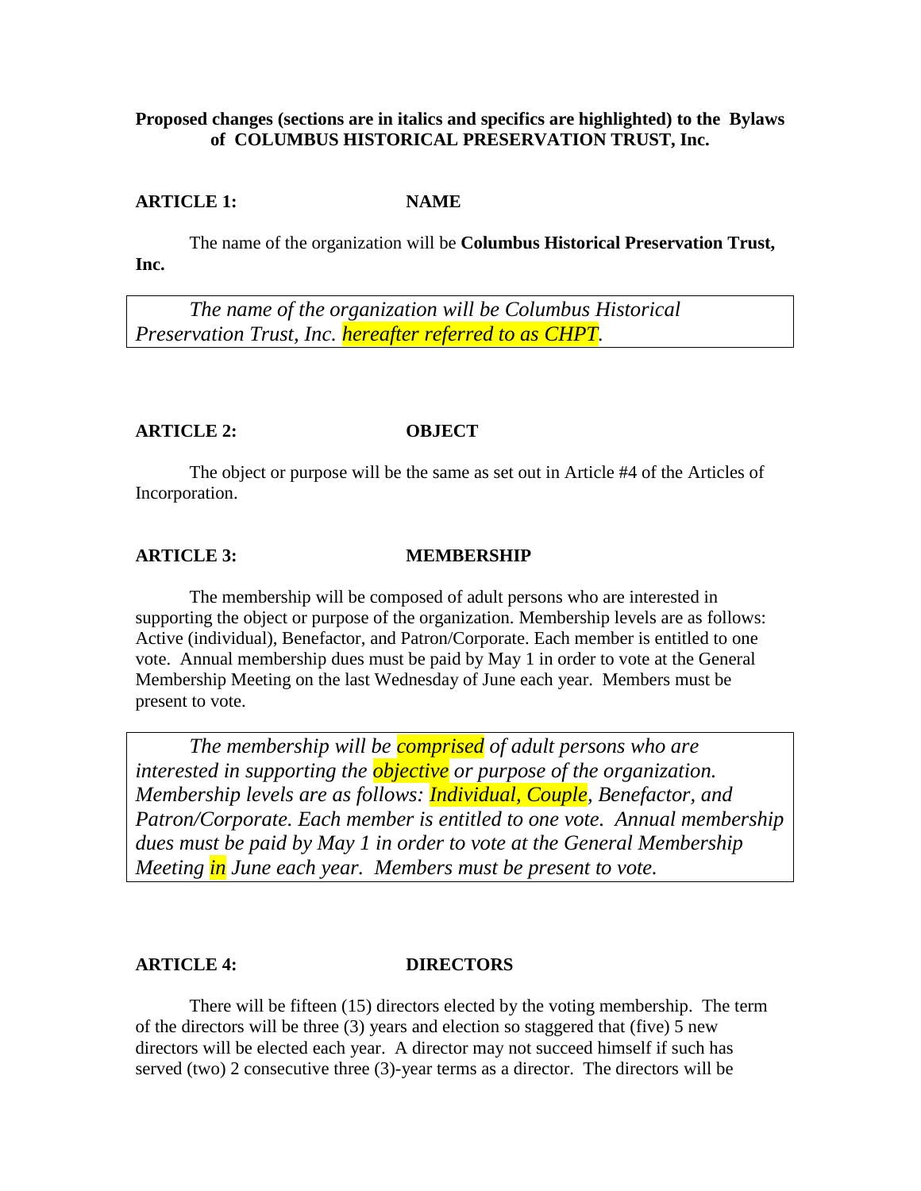**Proposed changes (sections are in italics and specifics are highlighted) to the Bylaws of COLUMBUS HISTORICAL PRESERVATION TRUST, Inc.**

**ARTICLE 1: NAME**

The name of the organization will be **Columbus Historical Preservation Trust, Inc.**

> *The name of the organization will be Columbus Historical Preservation Trust, Inc. hereafter referred to as CHPT.*

**ARTICLE 2: OBJECT**

The object or purpose will be the same as set out in Article #4 of the Articles of Incorporation.

**ARTICLE 3: MEMBERSHIP**

The membership will be composed of adult persons who are interested in supporting the object or purpose of the organization. Membership levels are as follows: Active (individual), Benefactor, and Patron/Corporate. Each member is entitled to one vote. Annual membership dues must be paid by May 1 in order to vote at the General Membership Meeting on the last Wednesday of June each year. Members must be present to vote.

> *The membership will be comprised of adult persons who are interested in supporting the objective or purpose of the organization. Membership levels are as follows: Individual, Couple, Benefactor, and Patron/Corporate. Each member is entitled to one vote. Annual membership dues must be paid by May 1 in order to vote at the General Membership Meeting in June each year. Members must be present to vote.*

**ARTICLE 4: DIRECTORS**

There will be fifteen (15) directors elected by the voting membership. The term of the directors will be three (3) years and election so staggered that (five) 5 new directors will be elected each year. A director may not succeed himself if such has served (two) 2 consecutive three (3)-year terms as a director. The directors will be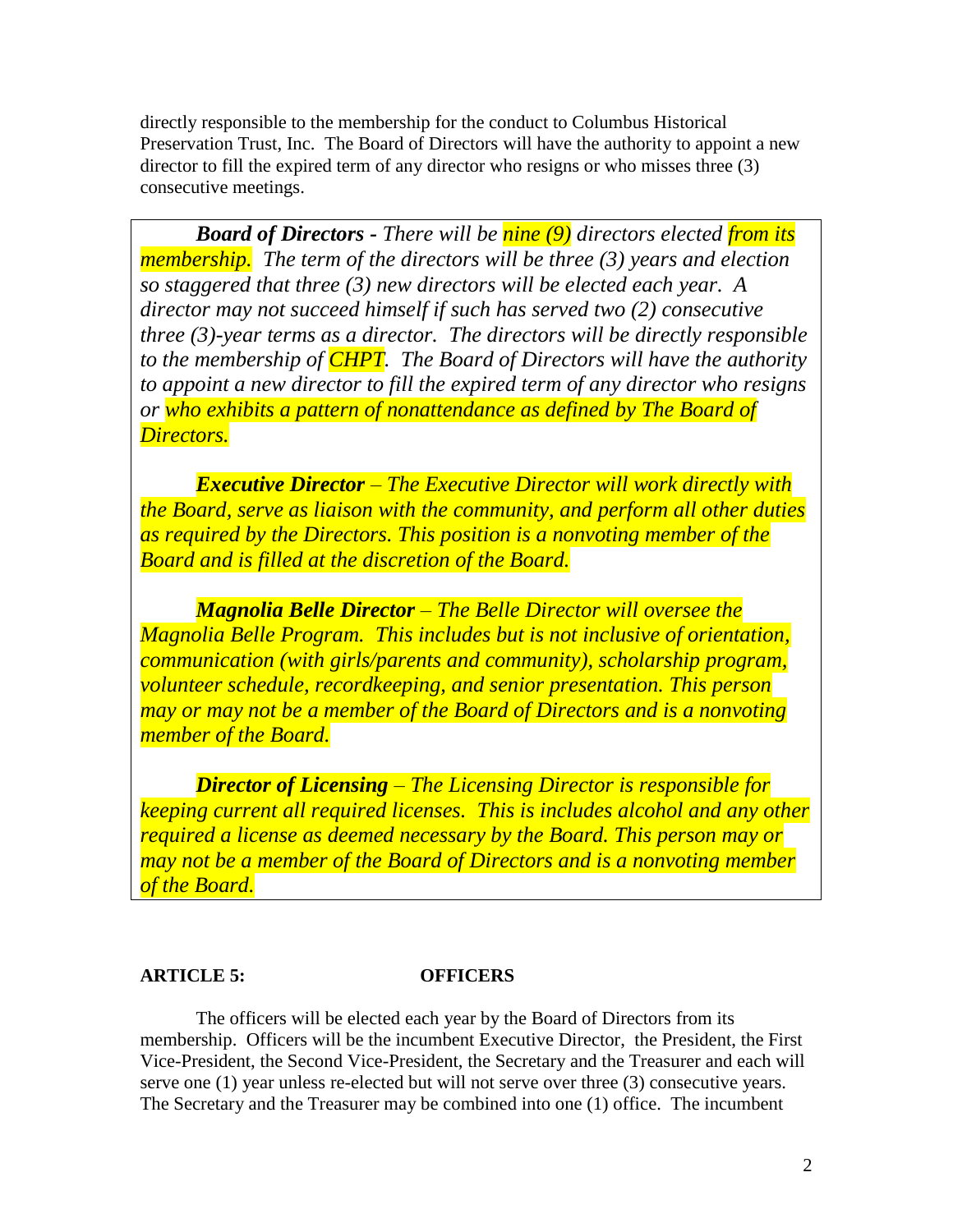directly responsible to the membership for the conduct to Columbus Historical Preservation Trust, Inc. The Board of Directors will have the authority to appoint a new director to fill the expired term of any director who resigns or who misses three (3) consecutive meetings.

> ***Board of Directors** - There will be nine (9) directors elected from its membership. The term of the directors will be three (3) years and election so staggered that three (3) new directors will be elected each year. A director may not succeed himself if such has served two (2) consecutive three (3)-year terms as a director. The directors will be directly responsible to the membership of CHPT. The Board of Directors will have the authority to appoint a new director to fill the expired term of any director who resigns or who exhibits a pattern of nonattendance as defined by The Board of Directors.*
>
> ***Executive Director** – The Executive Director will work directly with the Board, serve as liaison with the community, and perform all other duties as required by the Directors. This position is a nonvoting member of the Board and is filled at the discretion of the Board.*
>
> ***Magnolia Belle Director** – The Belle Director will oversee the Magnolia Belle Program. This includes but is not inclusive of orientation, communication (with girls/parents and community), scholarship program, volunteer schedule, recordkeeping, and senior presentation. This person may or may not be a member of the Board of Directors and is a nonvoting member of the Board.*
>
> ***Director of Licensing** – The Licensing Director is responsible for keeping current all required licenses. This is includes alcohol and any other required a license as deemed necessary by the Board. This person may or may not be a member of the Board of Directors and is a nonvoting member of the Board.*

## ARTICLE 5: OFFICERS

The officers will be elected each year by the Board of Directors from its membership. Officers will be the incumbent Executive Director, the President, the First Vice-President, the Second Vice-President, the Secretary and the Treasurer and each will serve one (1) year unless re-elected but will not serve over three (3) consecutive years. The Secretary and the Treasurer may be combined into one (1) office. The incumbent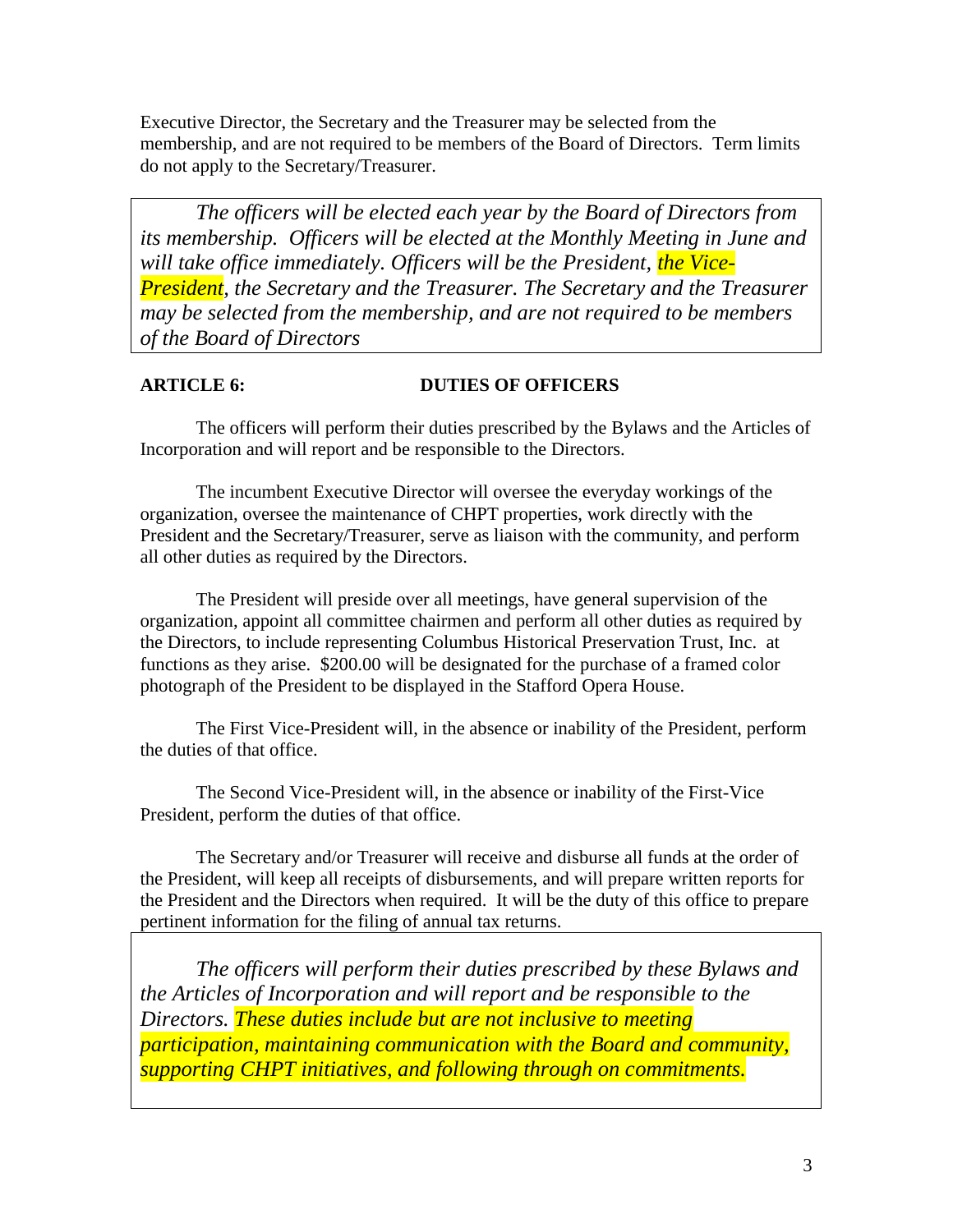Executive Director, the Secretary and the Treasurer may be selected from the membership, and are not required to be members of the Board of Directors. Term limits do not apply to the Secretary/Treasurer.

> *The officers will be elected each year by the Board of Directors from its membership. Officers will be elected at the Monthly Meeting in June and will take office immediately. Officers will be the President, the Vice-President, the Secretary and the Treasurer. The Secretary and the Treasurer may be selected from the membership, and are not required to be members of the Board of Directors*

**ARTICLE 6: DUTIES OF OFFICERS**

The officers will perform their duties prescribed by the Bylaws and the Articles of Incorporation and will report and be responsible to the Directors.

The incumbent Executive Director will oversee the everyday workings of the organization, oversee the maintenance of CHPT properties, work directly with the President and the Secretary/Treasurer, serve as liaison with the community, and perform all other duties as required by the Directors.

The President will preside over all meetings, have general supervision of the organization, appoint all committee chairmen and perform all other duties as required by the Directors, to include representing Columbus Historical Preservation Trust, Inc. at functions as they arise. $200.00 will be designated for the purchase of a framed color photograph of the President to be displayed in the Stafford Opera House.

The First Vice-President will, in the absence or inability of the President, perform the duties of that office.

The Second Vice-President will, in the absence or inability of the First-Vice President, perform the duties of that office.

The Secretary and/or Treasurer will receive and disburse all funds at the order of the President, will keep all receipts of disbursements, and will prepare written reports for the President and the Directors when required. It will be the duty of this office to prepare pertinent information for the filing of annual tax returns.

> *The officers will perform their duties prescribed by these Bylaws and the Articles of Incorporation and will report and be responsible to the Directors. These duties include but are not inclusive to meeting participation, maintaining communication with the Board and community, supporting CHPT initiatives, and following through on commitments.*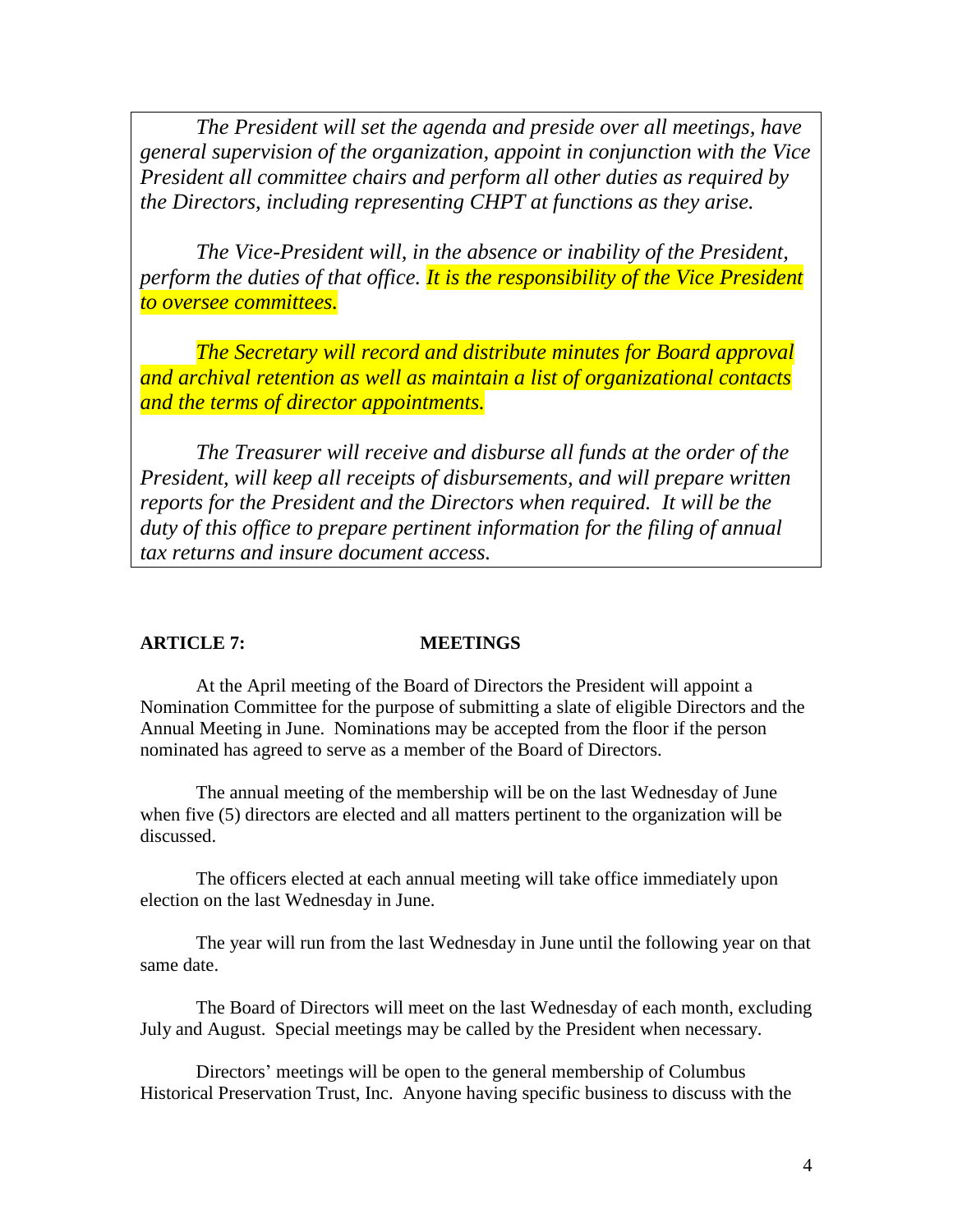*The President will set the agenda and preside over all meetings, have general supervision of the organization, appoint in conjunction with the Vice President all committee chairs and perform all other duties as required by the Directors, including representing CHPT at functions as they arise.*

*The Vice-President will, in the absence or inability of the President, perform the duties of that office. It is the responsibility of the Vice President to oversee committees.*

*The Secretary will record and distribute minutes for Board approval and archival retention as well as maintain a list of organizational contacts and the terms of director appointments.*

*The Treasurer will receive and disburse all funds at the order of the President, will keep all receipts of disbursements, and will prepare written reports for the President and the Directors when required. It will be the duty of this office to prepare pertinent information for the filing of annual tax returns and insure document access.*

## ARTICLE 7: MEETINGS

At the April meeting of the Board of Directors the President will appoint a Nomination Committee for the purpose of submitting a slate of eligible Directors and the Annual Meeting in June. Nominations may be accepted from the floor if the person nominated has agreed to serve as a member of the Board of Directors.

The annual meeting of the membership will be on the last Wednesday of June when five (5) directors are elected and all matters pertinent to the organization will be discussed.

The officers elected at each annual meeting will take office immediately upon election on the last Wednesday in June.

The year will run from the last Wednesday in June until the following year on that same date.

The Board of Directors will meet on the last Wednesday of each month, excluding July and August. Special meetings may be called by the President when necessary.

Directors' meetings will be open to the general membership of Columbus Historical Preservation Trust, Inc. Anyone having specific business to discuss with the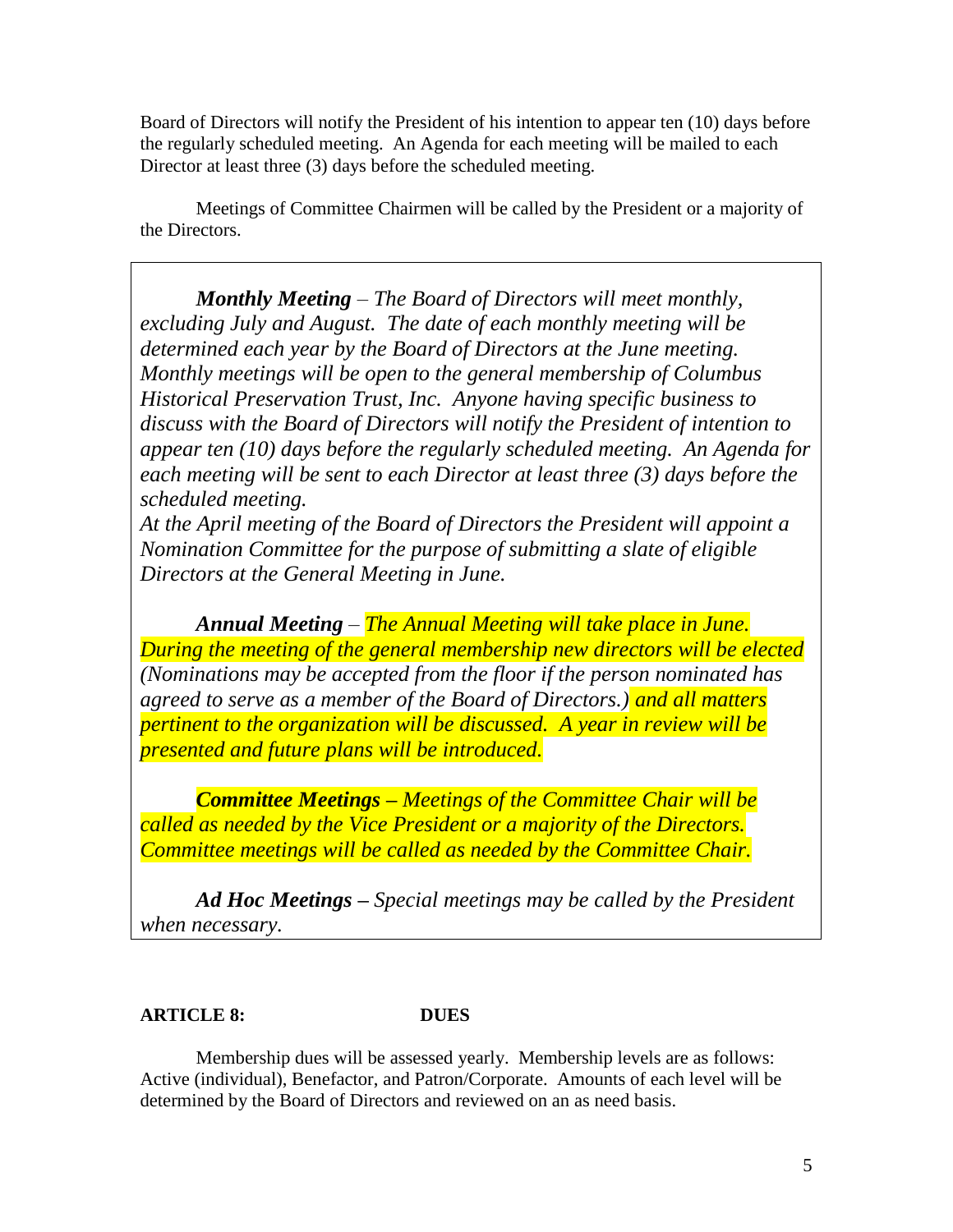Board of Directors will notify the President of his intention to appear ten (10) days before the regularly scheduled meeting. An Agenda for each meeting will be mailed to each Director at least three (3) days before the scheduled meeting.

Meetings of Committee Chairmen will be called by the President or a majority of the Directors.

***Monthly Meeting*** – *The Board of Directors will meet monthly, excluding July and August. The date of each monthly meeting will be determined each year by the Board of Directors at the June meeting. Monthly meetings will be open to the general membership of Columbus Historical Preservation Trust, Inc. Anyone having specific business to discuss with the Board of Directors will notify the President of intention to appear ten (10) days before the regularly scheduled meeting. An Agenda for each meeting will be sent to each Director at least three (3) days before the scheduled meeting.*
*At the April meeting of the Board of Directors the President will appoint a Nomination Committee for the purpose of submitting a slate of eligible Directors at the General Meeting in June.*

***Annual Meeting*** – *The Annual Meeting will take place in June. During the meeting of the general membership new directors will be elected (Nominations may be accepted from the floor if the person nominated has agreed to serve as a member of the Board of Directors.) and all matters pertinent to the organization will be discussed. A year in review will be presented and future plans will be introduced.*

***Committee Meetings –*** *Meetings of the Committee Chair will be called as needed by the Vice President or a majority of the Directors. Committee meetings will be called as needed by the Committee Chair.*

***Ad Hoc Meetings –*** *Special meetings may be called by the President when necessary.*

**ARTICLE 8: DUES**

Membership dues will be assessed yearly. Membership levels are as follows: Active (individual), Benefactor, and Patron/Corporate. Amounts of each level will be determined by the Board of Directors and reviewed on an as need basis.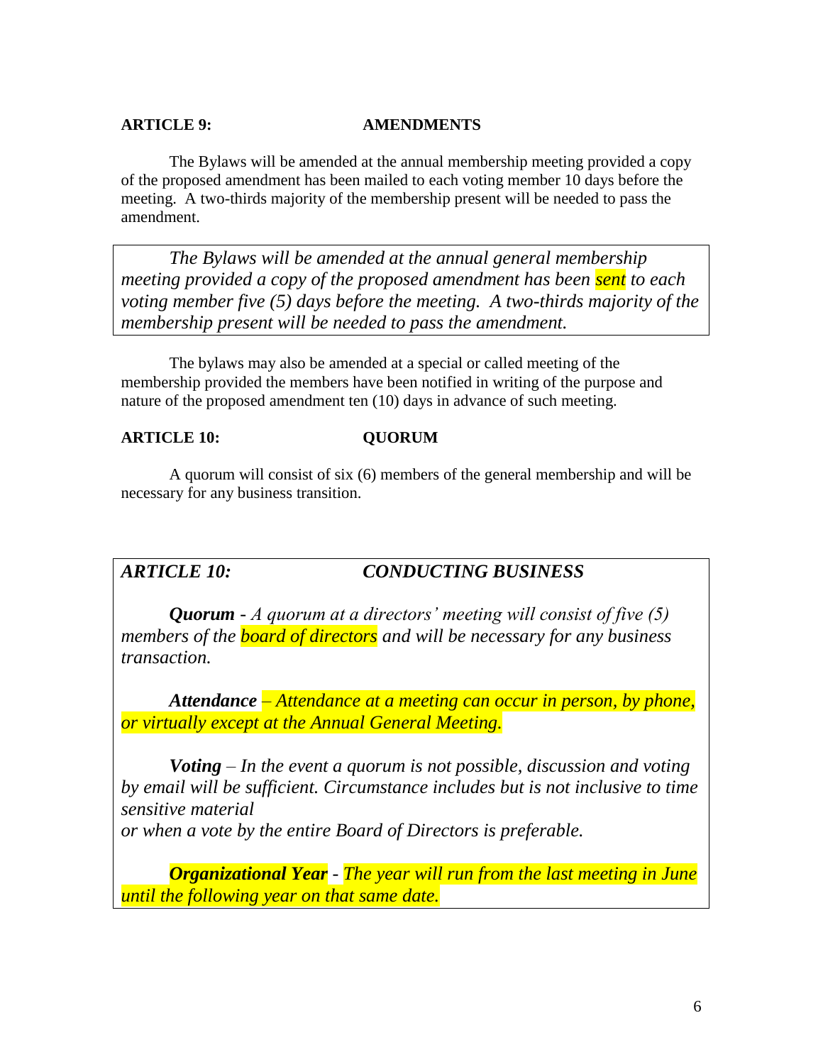**ARTICLE 9: AMENDMENTS**

The Bylaws will be amended at the annual membership meeting provided a copy of the proposed amendment has been mailed to each voting member 10 days before the meeting. A two-thirds majority of the membership present will be needed to pass the amendment.

*The Bylaws will be amended at the annual general membership meeting provided a copy of the proposed amendment has been sent to each voting member five (5) days before the meeting. A two-thirds majority of the membership present will be needed to pass the amendment.*

The bylaws may also be amended at a special or called meeting of the membership provided the members have been notified in writing of the purpose and nature of the proposed amendment ten (10) days in advance of such meeting.

**ARTICLE 10: QUORUM**

A quorum will consist of six (6) members of the general membership and will be necessary for any business transition.

***ARTICLE 10: CONDUCTING BUSINESS***

***Quorum*** *- A quorum at a directors' meeting will consist of five (5) members of the board of directors and will be necessary for any business transaction.*

***Attendance*** *– Attendance at a meeting can occur in person, by phone, or virtually except at the Annual General Meeting.*

***Voting*** *– In the event a quorum is not possible, discussion and voting by email will be sufficient. Circumstance includes but is not inclusive to time sensitive material*
*or when a vote by the entire Board of Directors is preferable.*

***Organizational Year*** *- The year will run from the last meeting in June until the following year on that same date.*